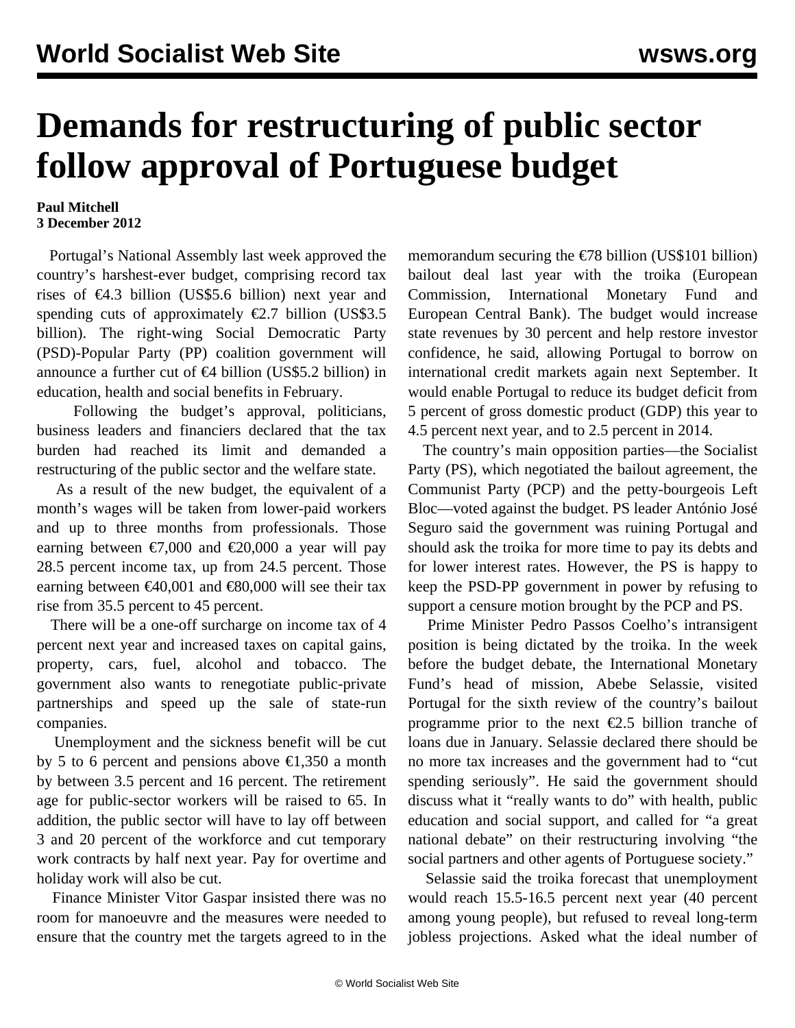# Demands for restructuring of public sector follow approval of Portuguese budget

**Paul Mitchell**
**3 December 2012**

Portugal's National Assembly last week approved the country's harshest-ever budget, comprising record tax rises of €4.3 billion (US$5.6 billion) next year and spending cuts of approximately €2.7 billion (US$3.5 billion). The right-wing Social Democratic Party (PSD)-Popular Party (PP) coalition government will announce a further cut of €4 billion (US$5.2 billion) in education, health and social benefits in February.

Following the budget's approval, politicians, business leaders and financiers declared that the tax burden had reached its limit and demanded a restructuring of the public sector and the welfare state.

As a result of the new budget, the equivalent of a month's wages will be taken from lower-paid workers and up to three months from professionals. Those earning between €7,000 and €20,000 a year will pay 28.5 percent income tax, up from 24.5 percent. Those earning between €40,001 and €80,000 will see their tax rise from 35.5 percent to 45 percent.

There will be a one-off surcharge on income tax of 4 percent next year and increased taxes on capital gains, property, cars, fuel, alcohol and tobacco. The government also wants to renegotiate public-private partnerships and speed up the sale of state-run companies.

Unemployment and the sickness benefit will be cut by 5 to 6 percent and pensions above €1,350 a month by between 3.5 percent and 16 percent. The retirement age for public-sector workers will be raised to 65. In addition, the public sector will have to lay off between 3 and 20 percent of the workforce and cut temporary work contracts by half next year. Pay for overtime and holiday work will also be cut.

Finance Minister Vitor Gaspar insisted there was no room for manoeuvre and the measures were needed to ensure that the country met the targets agreed to in the memorandum securing the €78 billion (US$101 billion) bailout deal last year with the troika (European Commission, International Monetary Fund and European Central Bank). The budget would increase state revenues by 30 percent and help restore investor confidence, he said, allowing Portugal to borrow on international credit markets again next September. It would enable Portugal to reduce its budget deficit from 5 percent of gross domestic product (GDP) this year to 4.5 percent next year, and to 2.5 percent in 2014.

The country's main opposition parties—the Socialist Party (PS), which negotiated the bailout agreement, the Communist Party (PCP) and the petty-bourgeois Left Bloc—voted against the budget. PS leader António José Seguro said the government was ruining Portugal and should ask the troika for more time to pay its debts and for lower interest rates. However, the PS is happy to keep the PSD-PP government in power by refusing to support a censure motion brought by the PCP and PS.

Prime Minister Pedro Passos Coelho's intransigent position is being dictated by the troika. In the week before the budget debate, the International Monetary Fund's head of mission, Abebe Selassie, visited Portugal for the sixth review of the country's bailout programme prior to the next €2.5 billion tranche of loans due in January. Selassie declared there should be no more tax increases and the government had to "cut spending seriously". He said the government should discuss what it "really wants to do" with health, public education and social support, and called for "a great national debate" on their restructuring involving "the social partners and other agents of Portuguese society."

Selassie said the troika forecast that unemployment would reach 15.5-16.5 percent next year (40 percent among young people), but refused to reveal long-term jobless projections. Asked what the ideal number of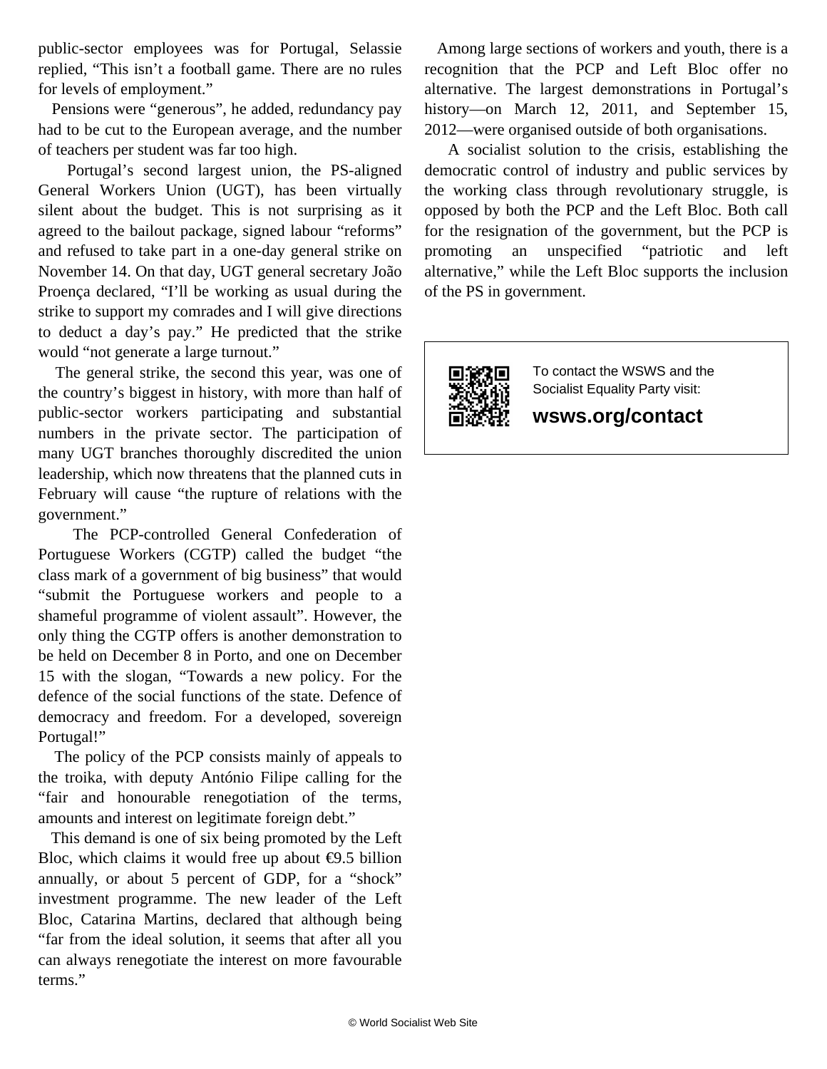public-sector employees was for Portugal, Selassie replied, "This isn't a football game. There are no rules for levels of employment."

Pensions were "generous", he added, redundancy pay had to be cut to the European average, and the number of teachers per student was far too high.

Portugal's second largest union, the PS-aligned General Workers Union (UGT), has been virtually silent about the budget. This is not surprising as it agreed to the bailout package, signed labour "reforms" and refused to take part in a one-day general strike on November 14. On that day, UGT general secretary João Proença declared, "I'll be working as usual during the strike to support my comrades and I will give directions to deduct a day's pay." He predicted that the strike would "not generate a large turnout."

The general strike, the second this year, was one of the country's biggest in history, with more than half of public-sector workers participating and substantial numbers in the private sector. The participation of many UGT branches thoroughly discredited the union leadership, which now threatens that the planned cuts in February will cause "the rupture of relations with the government."

The PCP-controlled General Confederation of Portuguese Workers (CGTP) called the budget "the class mark of a government of big business" that would "submit the Portuguese workers and people to a shameful programme of violent assault". However, the only thing the CGTP offers is another demonstration to be held on December 8 in Porto, and one on December 15 with the slogan, "Towards a new policy. For the defence of the social functions of the state. Defence of democracy and freedom. For a developed, sovereign Portugal!"

The policy of the PCP consists mainly of appeals to the troika, with deputy António Filipe calling for the "fair and honourable renegotiation of the terms, amounts and interest on legitimate foreign debt."

This demand is one of six being promoted by the Left Bloc, which claims it would free up about €9.5 billion annually, or about 5 percent of GDP, for a "shock" investment programme. The new leader of the Left Bloc, Catarina Martins, declared that although being "far from the ideal solution, it seems that after all you can always renegotiate the interest on more favourable terms."

Among large sections of workers and youth, there is a recognition that the PCP and Left Bloc offer no alternative. The largest demonstrations in Portugal's history—on March 12, 2011, and September 15, 2012—were organised outside of both organisations.

A socialist solution to the crisis, establishing the democratic control of industry and public services by the working class through revolutionary struggle, is opposed by both the PCP and the Left Bloc. Both call for the resignation of the government, but the PCP is promoting an unspecified "patriotic and left alternative," while the Left Bloc supports the inclusion of the PS in government.

To contact the WSWS and the Socialist Equality Party visit:

**wsws.org/contact**